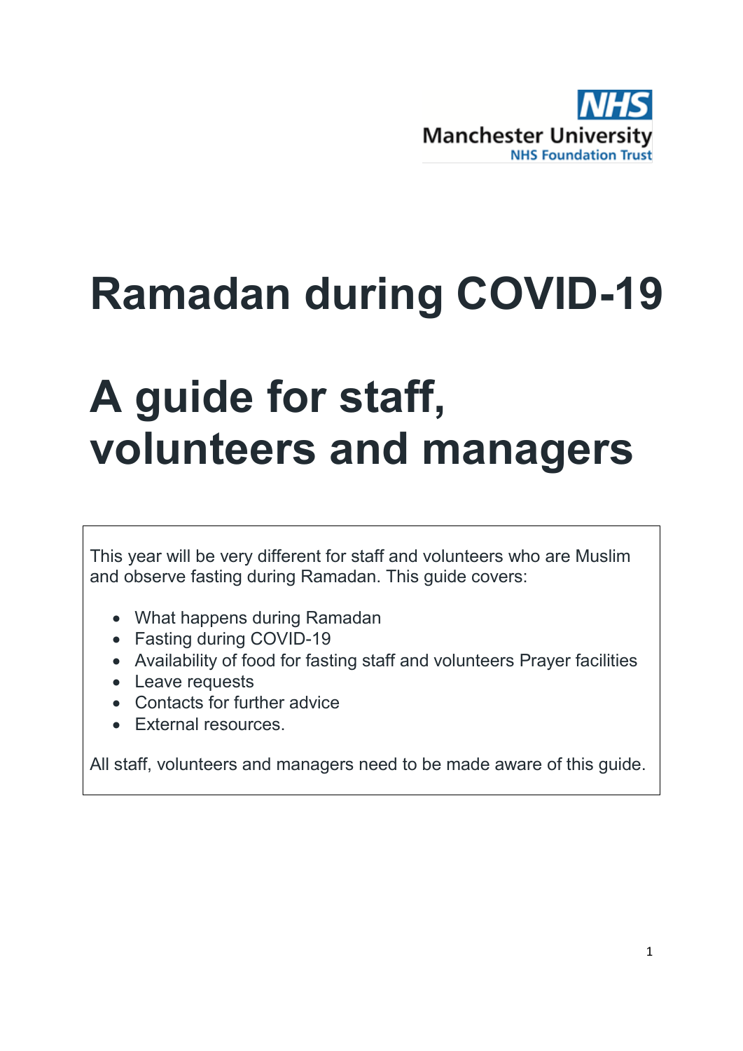NHS
Manchester University
NHS Foundation Trust

# Ramadan during COVID-19

# A guide for staff, volunteers and managers

This year will be very different for staff and volunteers who are Muslim and observe fasting during Ramadan. This guide covers:

- What happens during Ramadan
- Fasting during COVID-19
- Availability of food for fasting staff and volunteers Prayer facilities
- Leave requests
- Contacts for further advice
- External resources.

All staff, volunteers and managers need to be made aware of this guide.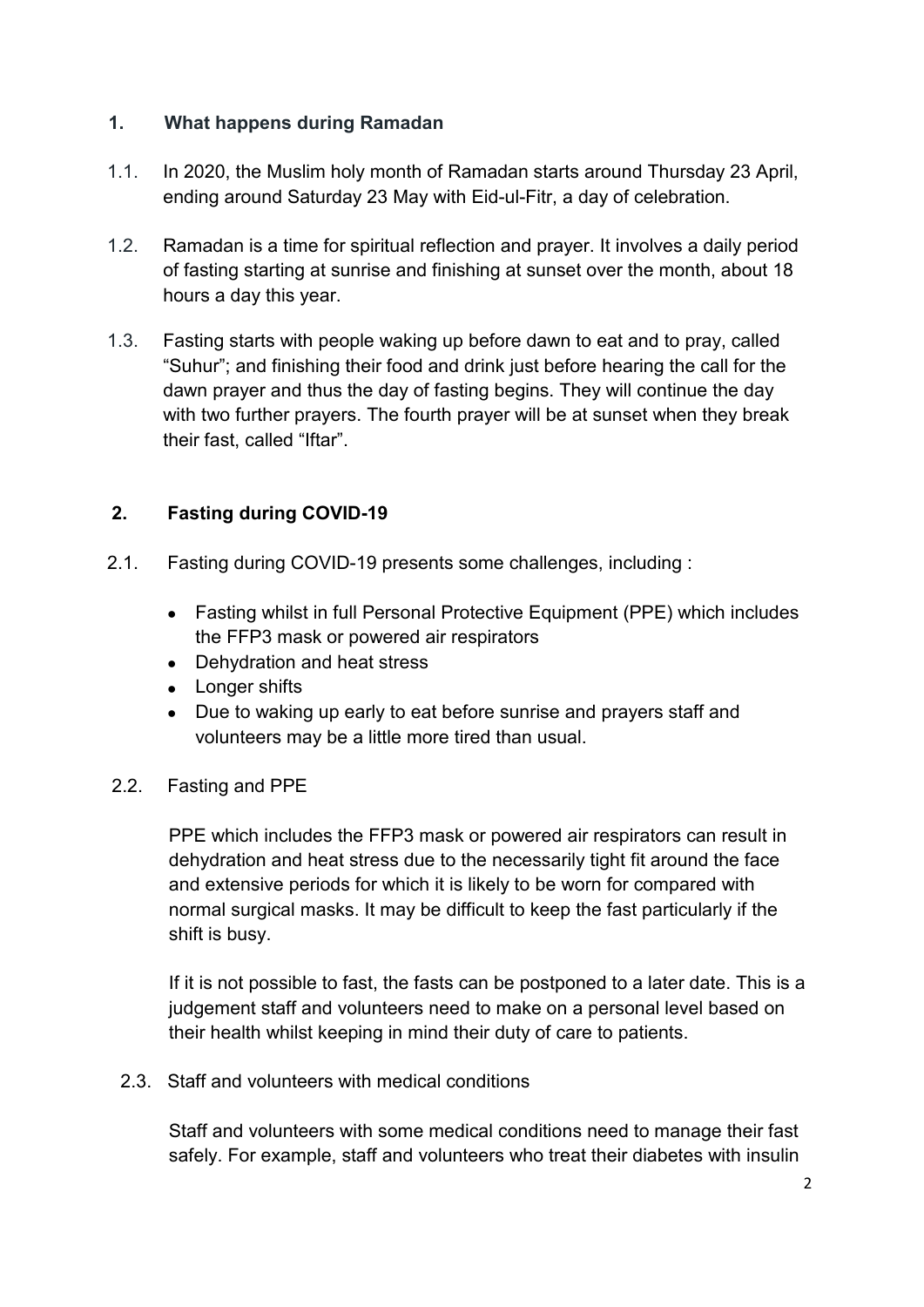## 1. What happens during Ramadan

1.1. In 2020, the Muslim holy month of Ramadan starts around Thursday 23 April, ending around Saturday 23 May with Eid-ul-Fitr, a day of celebration.

1.2. Ramadan is a time for spiritual reflection and prayer. It involves a daily period of fasting starting at sunrise and finishing at sunset over the month, about 18 hours a day this year.

1.3. Fasting starts with people waking up before dawn to eat and to pray, called "Suhur"; and finishing their food and drink just before hearing the call for the dawn prayer and thus the day of fasting begins. They will continue the day with two further prayers. The fourth prayer will be at sunset when they break their fast, called "Iftar".

## 2. Fasting during COVID-19

2.1. Fasting during COVID-19 presents some challenges, including :

- Fasting whilst in full Personal Protective Equipment (PPE) which includes the FFP3 mask or powered air respirators
- Dehydration and heat stress
- Longer shifts
- Due to waking up early to eat before sunrise and prayers staff and volunteers may be a little more tired than usual.

2.2. Fasting and PPE

PPE which includes the FFP3 mask or powered air respirators can result in dehydration and heat stress due to the necessarily tight fit around the face and extensive periods for which it is likely to be worn for compared with normal surgical masks. It may be difficult to keep the fast particularly if the shift is busy.

If it is not possible to fast, the fasts can be postponed to a later date. This is a judgement staff and volunteers need to make on a personal level based on their health whilst keeping in mind their duty of care to patients.

2.3. Staff and volunteers with medical conditions

Staff and volunteers with some medical conditions need to manage their fast safely. For example, staff and volunteers who treat their diabetes with insulin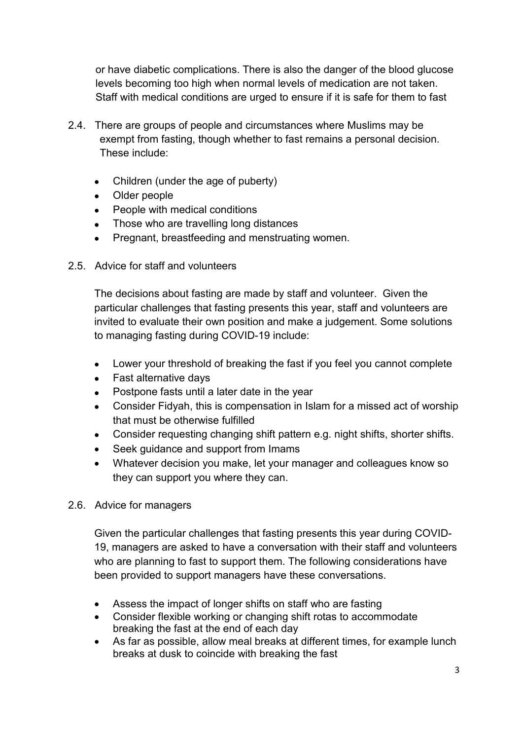or have diabetic complications. There is also the danger of the blood glucose levels becoming too high when normal levels of medication are not taken. Staff with medical conditions are urged to ensure if it is safe for them to fast

2.4. There are groups of people and circumstances where Muslims may be exempt from fasting, though whether to fast remains a personal decision. These include:

- Children (under the age of puberty)
- Older people
- People with medical conditions
- Those who are travelling long distances
- Pregnant, breastfeeding and menstruating women.

2.5. Advice for staff and volunteers

The decisions about fasting are made by staff and volunteer. Given the particular challenges that fasting presents this year, staff and volunteers are invited to evaluate their own position and make a judgement. Some solutions to managing fasting during COVID-19 include:

- Lower your threshold of breaking the fast if you feel you cannot complete
- Fast alternative days
- Postpone fasts until a later date in the year
- Consider Fidyah, this is compensation in Islam for a missed act of worship that must be otherwise fulfilled
- Consider requesting changing shift pattern e.g. night shifts, shorter shifts.
- Seek guidance and support from Imams
- Whatever decision you make, let your manager and colleagues know so they can support you where they can.

2.6. Advice for managers

Given the particular challenges that fasting presents this year during COVID-19, managers are asked to have a conversation with their staff and volunteers who are planning to fast to support them. The following considerations have been provided to support managers have these conversations.

- Assess the impact of longer shifts on staff who are fasting
- Consider flexible working or changing shift rotas to accommodate breaking the fast at the end of each day
- As far as possible, allow meal breaks at different times, for example lunch breaks at dusk to coincide with breaking the fast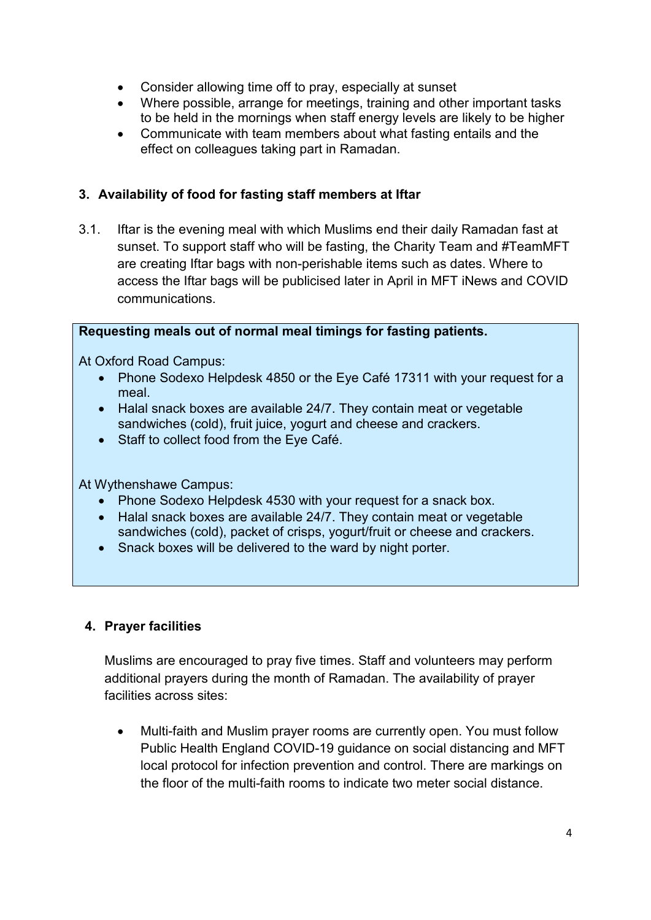- Consider allowing time off to pray, especially at sunset
- Where possible, arrange for meetings, training and other important tasks to be held in the mornings when staff energy levels are likely to be higher
- Communicate with team members about what fasting entails and the effect on colleagues taking part in Ramadan.

## 3. Availability of food for fasting staff members at Iftar

3.1. Iftar is the evening meal with which Muslims end their daily Ramadan fast at sunset. To support staff who will be fasting, the Charity Team and #TeamMFT are creating Iftar bags with non-perishable items such as dates. Where to access the Iftar bags will be publicised later in April in MFT iNews and COVID communications.

**Requesting meals out of normal meal timings for fasting patients.**

At Oxford Road Campus:

- Phone Sodexo Helpdesk 4850 or the Eye Café 17311 with your request for a meal.
- Halal snack boxes are available 24/7. They contain meat or vegetable sandwiches (cold), fruit juice, yogurt and cheese and crackers.
- Staff to collect food from the Eye Café.

At Wythenshawe Campus:

- Phone Sodexo Helpdesk 4530 with your request for a snack box.
- Halal snack boxes are available 24/7. They contain meat or vegetable sandwiches (cold), packet of crisps, yogurt/fruit or cheese and crackers.
- Snack boxes will be delivered to the ward by night porter.

## 4. Prayer facilities

Muslims are encouraged to pray five times. Staff and volunteers may perform additional prayers during the month of Ramadan. The availability of prayer facilities across sites:

- Multi-faith and Muslim prayer rooms are currently open. You must follow Public Health England COVID-19 guidance on social distancing and MFT local protocol for infection prevention and control. There are markings on the floor of the multi-faith rooms to indicate two meter social distance.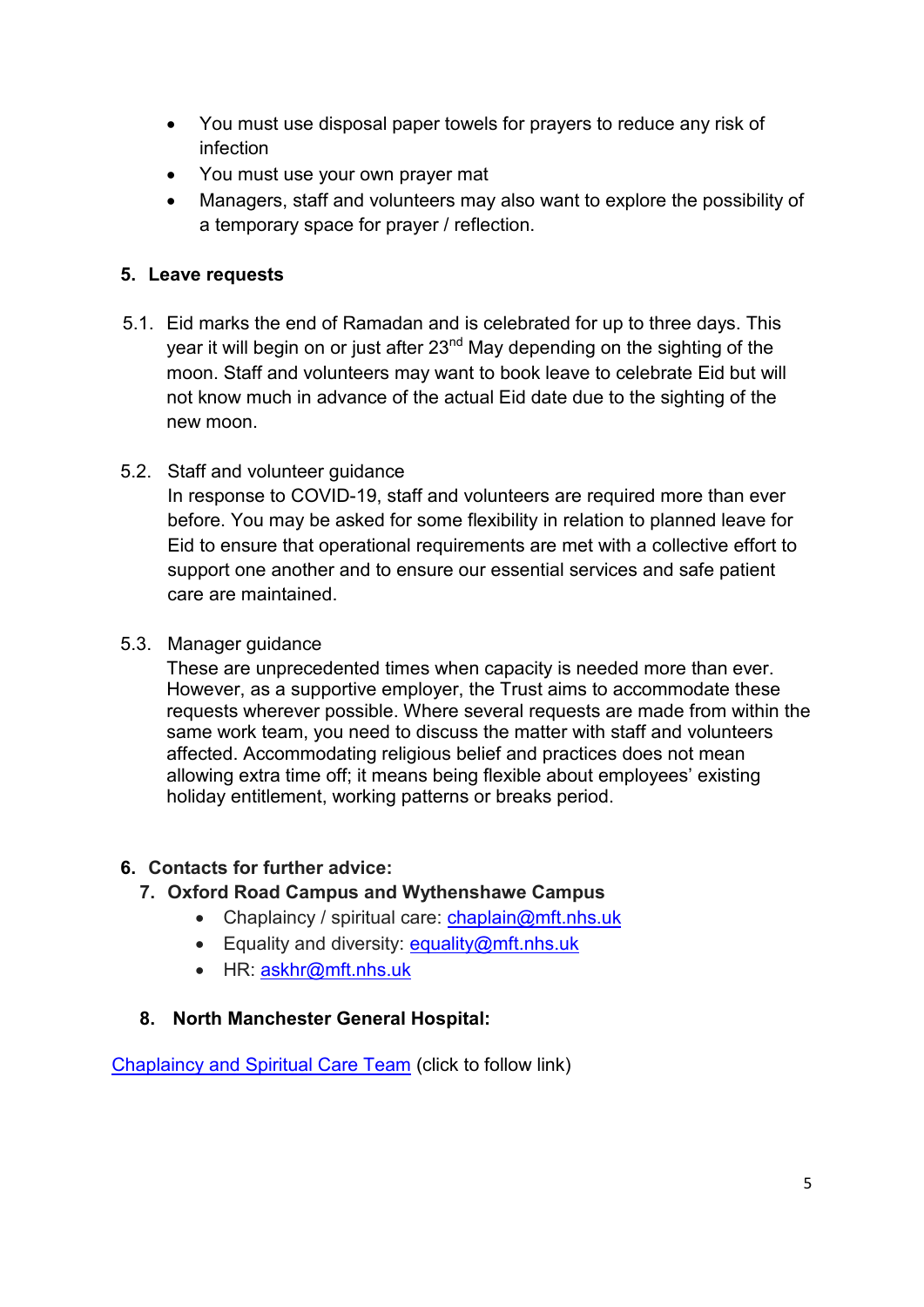- You must use disposal paper towels for prayers to reduce any risk of infection
- You must use your own prayer mat
- Managers, staff and volunteers may also want to explore the possibility of a temporary space for prayer / reflection.

## 5. Leave requests

5.1. Eid marks the end of Ramadan and is celebrated for up to three days. This year it will begin on or just after 23rd May depending on the sighting of the moon. Staff and volunteers may want to book leave to celebrate Eid but will not know much in advance of the actual Eid date due to the sighting of the new moon.

5.2. Staff and volunteer guidance
In response to COVID-19, staff and volunteers are required more than ever before. You may be asked for some flexibility in relation to planned leave for Eid to ensure that operational requirements are met with a collective effort to support one another and to ensure our essential services and safe patient care are maintained.

5.3. Manager guidance
These are unprecedented times when capacity is needed more than ever. However, as a supportive employer, the Trust aims to accommodate these requests wherever possible. Where several requests are made from within the same work team, you need to discuss the matter with staff and volunteers affected. Accommodating religious belief and practices does not mean allowing extra time off; it means being flexible about employees' existing holiday entitlement, working patterns or breaks period.

## 6. Contacts for further advice:

### 7. Oxford Road Campus and Wythenshawe Campus

- Chaplaincy / spiritual care: chaplain@mft.nhs.uk
- Equality and diversity: equality@mft.nhs.uk
- HR: askhr@mft.nhs.uk

### 8. North Manchester General Hospital:

Chaplaincy and Spiritual Care Team (click to follow link)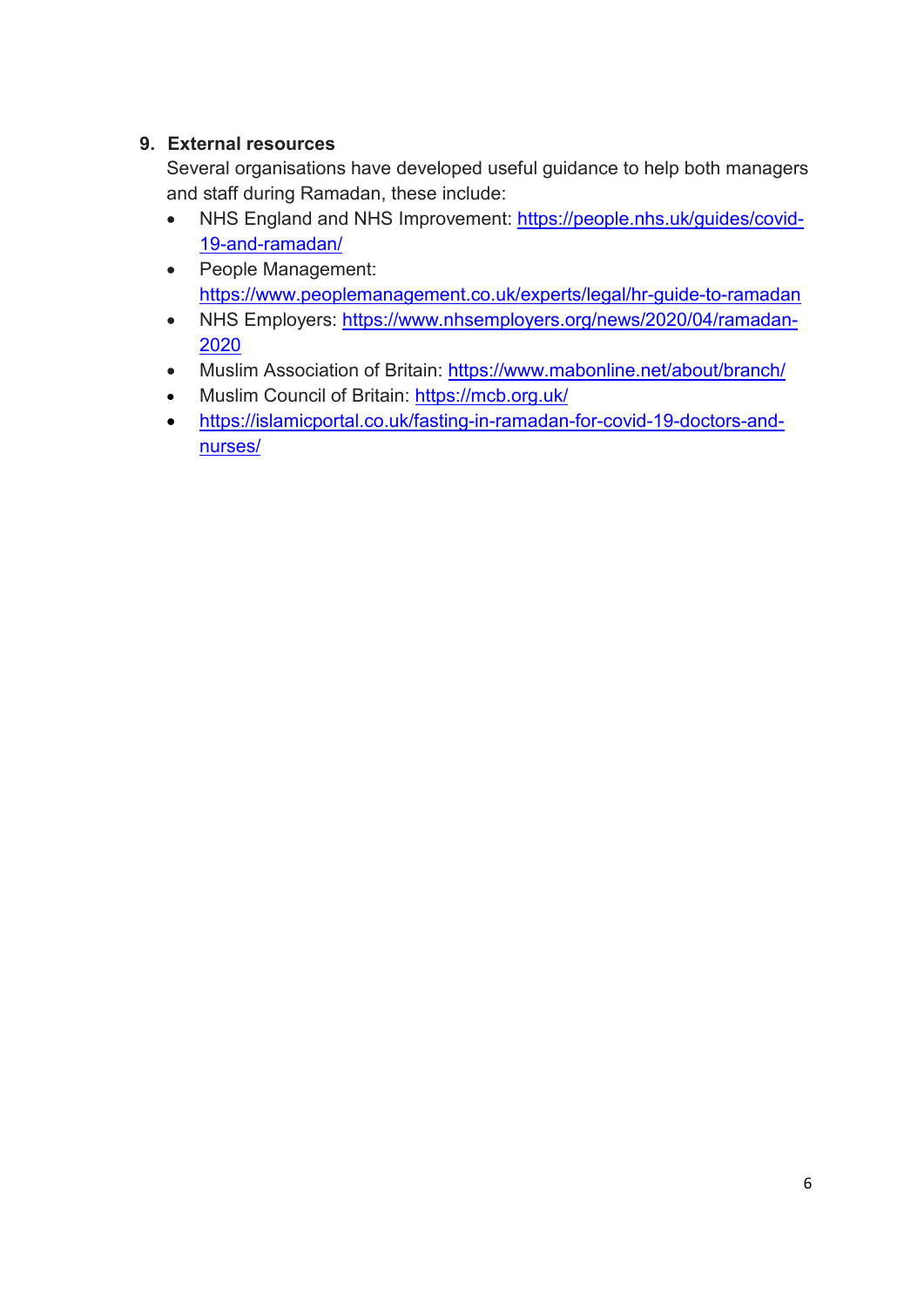## 9. External resources

Several organisations have developed useful guidance to help both managers and staff during Ramadan, these include:

- NHS England and NHS Improvement: https://people.nhs.uk/guides/covid-19-and-ramadan/
- People Management: https://www.peoplemanagement.co.uk/experts/legal/hr-guide-to-ramadan
- NHS Employers: https://www.nhsemployers.org/news/2020/04/ramadan-2020
- Muslim Association of Britain: https://www.mabonline.net/about/branch/
- Muslim Council of Britain: https://mcb.org.uk/
- https://islamicportal.co.uk/fasting-in-ramadan-for-covid-19-doctors-and-nurses/